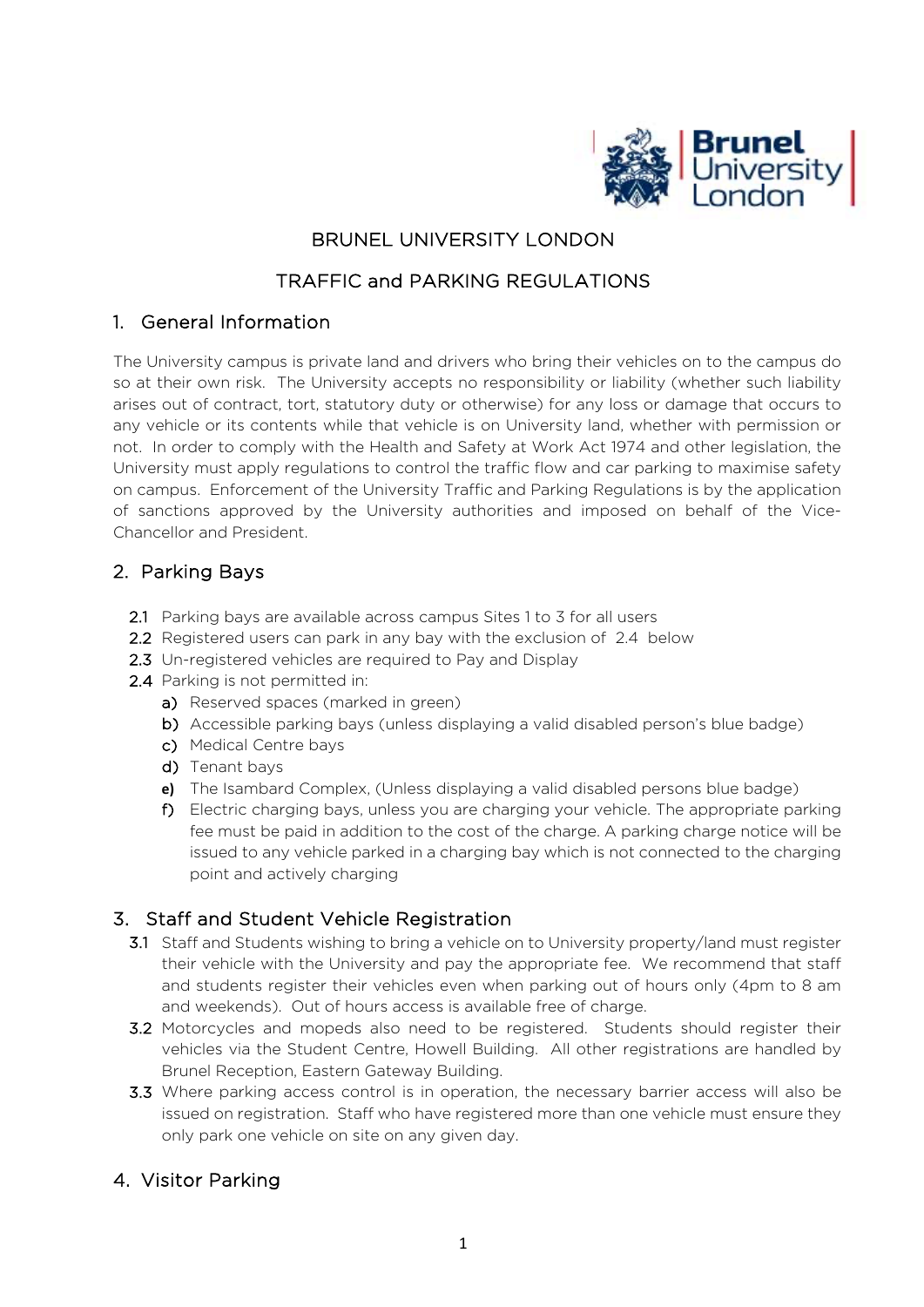# BRUNEL UNIVERSITY LONDON

# TRAFFIC and PARKING REGULATIONS

## 1. General Information

The University campus is private land and drivers who bring their vehicles on to the campus do so at their own risk. The University accepts no responsibility or liability (whether such liability arises out of contract, tort, statutory duty or otherwise) for any loss or damage that occurs to any vehicle or its contents while that vehicle is on University land, whether with permission or not. In order to comply with the Health and Safety at Work Act 1974 and other legislation, the University must apply regulations to control the traffic flow and car parking to maximise safety on campus. Enforcement of the University Traffic and Parking Regulations is by the application of sanctions approved by the University authorities and imposed on behalf of the Vice-Chancellor and President.

## 2. Parking Bays

- **2.1** Parking bays are available across campus Sites 1 to 3 for all users
- **2.2** Registered users can park in any bay with the exclusion of 2.4 below
- **2.3** Un-registered vehicles are required to Pay and Display
- **2.4** Parking is not permitted in:
  - **a)** Reserved spaces (marked in green)
  - **b)** Accessible parking bays (unless displaying a valid disabled person's blue badge)
  - **c)** Medical Centre bays
  - **d)** Tenant bays
  - **e)** The Isambard Complex, (Unless displaying a valid disabled persons blue badge)
  - **f)** Electric charging bays, unless you are charging your vehicle. The appropriate parking fee must be paid in addition to the cost of the charge. A parking charge notice will be issued to any vehicle parked in a charging bay which is not connected to the charging point and actively charging

## 3. Staff and Student Vehicle Registration

- **3.1** Staff and Students wishing to bring a vehicle on to University property/land must register their vehicle with the University and pay the appropriate fee. We recommend that staff and students register their vehicles even when parking out of hours only (4pm to 8 am and weekends). Out of hours access is available free of charge.
- **3.2** Motorcycles and mopeds also need to be registered. Students should register their vehicles via the Student Centre, Howell Building. All other registrations are handled by Brunel Reception, Eastern Gateway Building.
- **3.3** Where parking access control is in operation, the necessary barrier access will also be issued on registration. Staff who have registered more than one vehicle must ensure they only park one vehicle on site on any given day.

## 4. Visitor Parking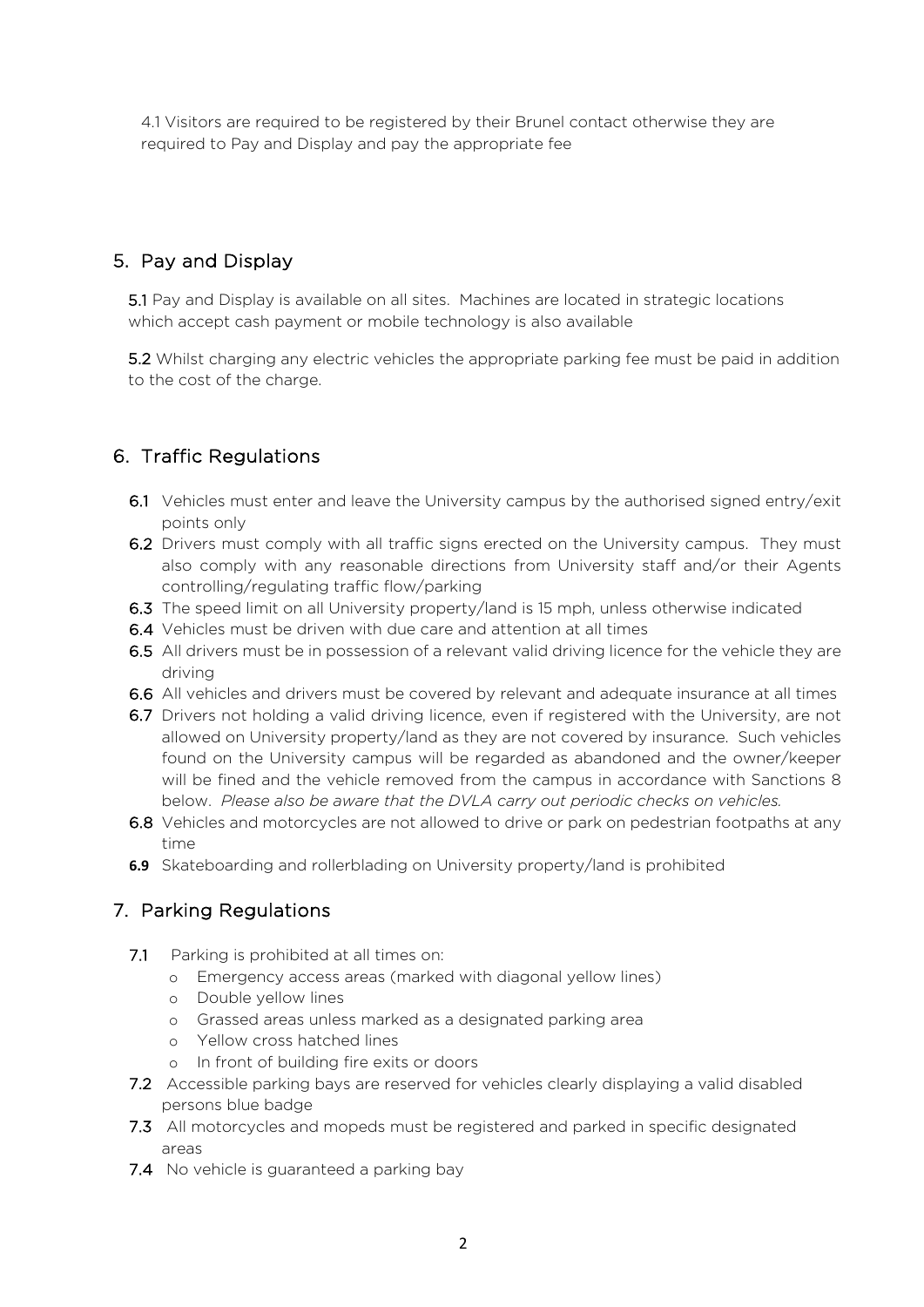4.1 Visitors are required to be registered by their Brunel contact otherwise they are required to Pay and Display and pay the appropriate fee

## 5. Pay and Display

**5.1** Pay and Display is available on all sites. Machines are located in strategic locations which accept cash payment or mobile technology is also available

**5.2** Whilst charging any electric vehicles the appropriate parking fee must be paid in addition to the cost of the charge.

## 6. Traffic Regulations

- **6.1** Vehicles must enter and leave the University campus by the authorised signed entry/exit points only
- **6.2** Drivers must comply with all traffic signs erected on the University campus. They must also comply with any reasonable directions from University staff and/or their Agents controlling/regulating traffic flow/parking
- **6.3** The speed limit on all University property/land is 15 mph, unless otherwise indicated
- **6.4** Vehicles must be driven with due care and attention at all times
- **6.5** All drivers must be in possession of a relevant valid driving licence for the vehicle they are driving
- **6.6** All vehicles and drivers must be covered by relevant and adequate insurance at all times
- **6.7** Drivers not holding a valid driving licence, even if registered with the University, are not allowed on University property/land as they are not covered by insurance. Such vehicles found on the University campus will be regarded as abandoned and the owner/keeper will be fined and the vehicle removed from the campus in accordance with Sanctions 8 below. *Please also be aware that the DVLA carry out periodic checks on vehicles.*
- **6.8** Vehicles and motorcycles are not allowed to drive or park on pedestrian footpaths at any time
- **6.9** Skateboarding and rollerblading on University property/land is prohibited

## 7. Parking Regulations

- **7.1** Parking is prohibited at all times on:
  - Emergency access areas (marked with diagonal yellow lines)
  - Double yellow lines
  - Grassed areas unless marked as a designated parking area
  - Yellow cross hatched lines
  - In front of building fire exits or doors
- **7.2** Accessible parking bays are reserved for vehicles clearly displaying a valid disabled persons blue badge
- **7.3** All motorcycles and mopeds must be registered and parked in specific designated areas
- **7.4** No vehicle is guaranteed a parking bay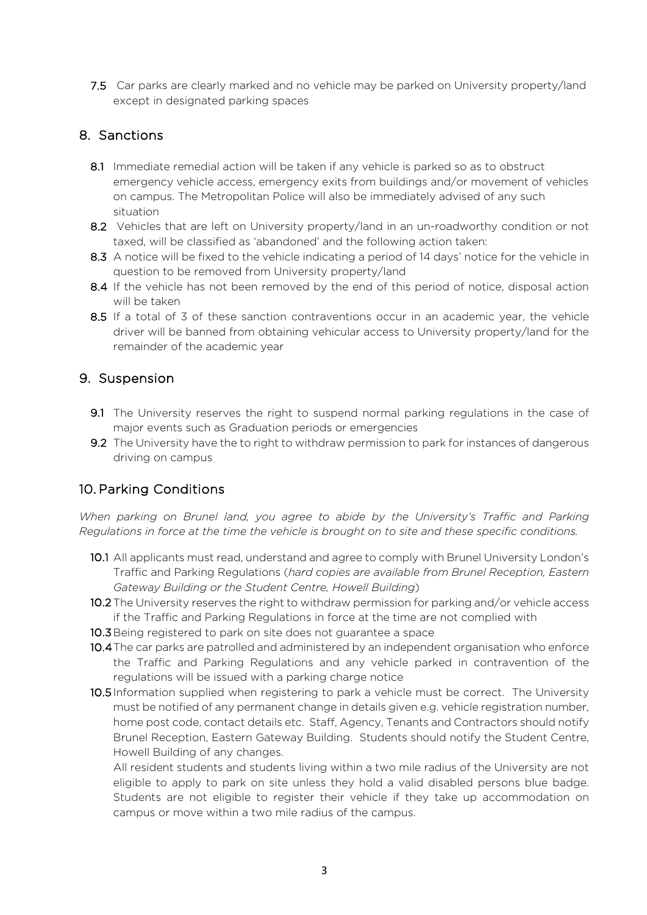**7.5** Car parks are clearly marked and no vehicle may be parked on University property/land except in designated parking spaces

## 8. Sanctions

**8.1** Immediate remedial action will be taken if any vehicle is parked so as to obstruct emergency vehicle access, emergency exits from buildings and/or movement of vehicles on campus. The Metropolitan Police will also be immediately advised of any such situation

**8.2** Vehicles that are left on University property/land in an un-roadworthy condition or not taxed, will be classified as 'abandoned' and the following action taken:

**8.3** A notice will be fixed to the vehicle indicating a period of 14 days' notice for the vehicle in question to be removed from University property/land

**8.4** If the vehicle has not been removed by the end of this period of notice, disposal action will be taken

**8.5** If a total of 3 of these sanction contraventions occur in an academic year, the vehicle driver will be banned from obtaining vehicular access to University property/land for the remainder of the academic year

## 9. Suspension

**9.1** The University reserves the right to suspend normal parking regulations in the case of major events such as Graduation periods or emergencies

**9.2** The University have the to right to withdraw permission to park for instances of dangerous driving on campus

## 10. Parking Conditions

*When parking on Brunel land, you agree to abide by the University's Traffic and Parking Regulations in force at the time the vehicle is brought on to site and these specific conditions.*

**10.1** All applicants must read, understand and agree to comply with Brunel University London's Traffic and Parking Regulations (*hard copies are available from Brunel Reception, Eastern Gateway Building or the Student Centre, Howell Building*)

**10.2** The University reserves the right to withdraw permission for parking and/or vehicle access if the Traffic and Parking Regulations in force at the time are not complied with

**10.3** Being registered to park on site does not guarantee a space

**10.4** The car parks are patrolled and administered by an independent organisation who enforce the Traffic and Parking Regulations and any vehicle parked in contravention of the regulations will be issued with a parking charge notice

**10.5** Information supplied when registering to park a vehicle must be correct. The University must be notified of any permanent change in details given e.g. vehicle registration number, home post code, contact details etc. Staff, Agency, Tenants and Contractors should notify Brunel Reception, Eastern Gateway Building. Students should notify the Student Centre, Howell Building of any changes.

All resident students and students living within a two mile radius of the University are not eligible to apply to park on site unless they hold a valid disabled persons blue badge. Students are not eligible to register their vehicle if they take up accommodation on campus or move within a two mile radius of the campus.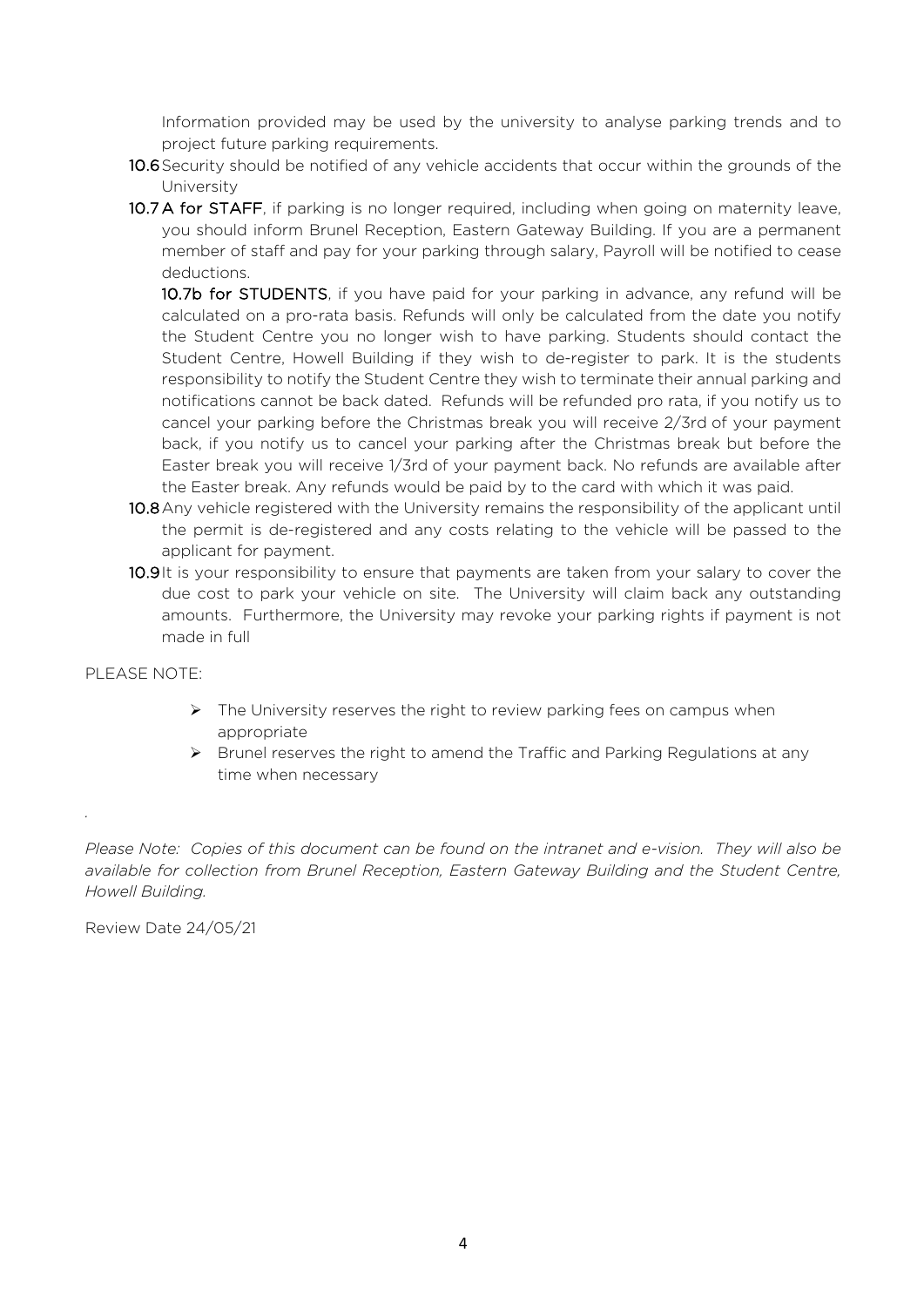Information provided may be used by the university to analyse parking trends and to project future parking requirements.

**10.6** Security should be notified of any vehicle accidents that occur within the grounds of the University

**10.7 A for STAFF**, if parking is no longer required, including when going on maternity leave, you should inform Brunel Reception, Eastern Gateway Building. If you are a permanent member of staff and pay for your parking through salary, Payroll will be notified to cease deductions.

**10.7b for STUDENTS**, if you have paid for your parking in advance, any refund will be calculated on a pro-rata basis. Refunds will only be calculated from the date you notify the Student Centre you no longer wish to have parking. Students should contact the Student Centre, Howell Building if they wish to de-register to park. It is the students responsibility to notify the Student Centre they wish to terminate their annual parking and notifications cannot be back dated. Refunds will be refunded pro rata, if you notify us to cancel your parking before the Christmas break you will receive 2/3rd of your payment back, if you notify us to cancel your parking after the Christmas break but before the Easter break you will receive 1/3rd of your payment back. No refunds are available after the Easter break. Any refunds would be paid by to the card with which it was paid.

**10.8** Any vehicle registered with the University remains the responsibility of the applicant until the permit is de-registered and any costs relating to the vehicle will be passed to the applicant for payment.

**10.9** It is your responsibility to ensure that payments are taken from your salary to cover the due cost to park your vehicle on site. The University will claim back any outstanding amounts. Furthermore, the University may revoke your parking rights if payment is not made in full

PLEASE NOTE:

- The University reserves the right to review parking fees on campus when appropriate
- Brunel reserves the right to amend the Traffic and Parking Regulations at any time when necessary

*Please Note: Copies of this document can be found on the intranet and e-vision. They will also be available for collection from Brunel Reception, Eastern Gateway Building and the Student Centre, Howell Building.*

Review Date 24/05/21